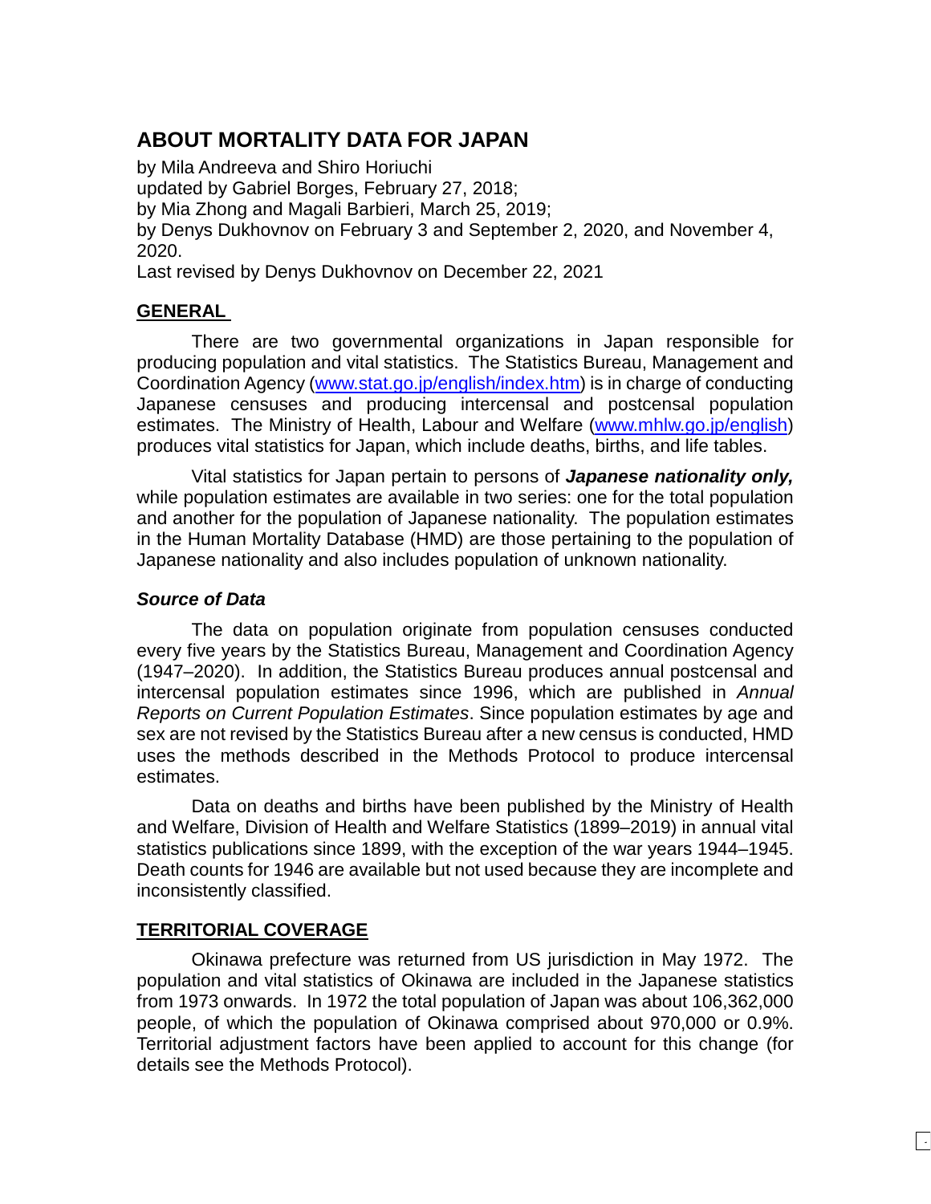# ABOUT MORTALITY DATA FOR JAPAN

by Mila Andreeva and Shiro Horiuchi
updated by Gabriel Borges, February 27, 2018;
by Mia Zhong and Magali Barbieri, March 25, 2019;
by Denys Dukhovnov on February 3 and September 2, 2020, and November 4, 2020.
Last revised by Denys Dukhovnov on December 22, 2021

## GENERAL

There are two governmental organizations in Japan responsible for producing population and vital statistics. The Statistics Bureau, Management and Coordination Agency (www.stat.go.jp/english/index.htm) is in charge of conducting Japanese censuses and producing intercensal and postcensal population estimates. The Ministry of Health, Labour and Welfare (www.mhlw.go.jp/english) produces vital statistics for Japan, which include deaths, births, and life tables.

Vital statistics for Japan pertain to persons of ***Japanese nationality only,*** while population estimates are available in two series: one for the total population and another for the population of Japanese nationality. The population estimates in the Human Mortality Database (HMD) are those pertaining to the population of Japanese nationality and also includes population of unknown nationality.

### *Source of Data*

The data on population originate from population censuses conducted every five years by the Statistics Bureau, Management and Coordination Agency (1947–2020). In addition, the Statistics Bureau produces annual postcensal and intercensal population estimates since 1996, which are published in *Annual Reports on Current Population Estimates*. Since population estimates by age and sex are not revised by the Statistics Bureau after a new census is conducted, HMD uses the methods described in the Methods Protocol to produce intercensal estimates.

Data on deaths and births have been published by the Ministry of Health and Welfare, Division of Health and Welfare Statistics (1899–2019) in annual vital statistics publications since 1899, with the exception of the war years 1944–1945. Death counts for 1946 are available but not used because they are incomplete and inconsistently classified.

## TERRITORIAL COVERAGE

Okinawa prefecture was returned from US jurisdiction in May 1972. The population and vital statistics of Okinawa are included in the Japanese statistics from 1973 onwards. In 1972 the total population of Japan was about 106,362,000 people, of which the population of Okinawa comprised about 970,000 or 0.9%. Territorial adjustment factors have been applied to account for this change (for details see the Methods Protocol).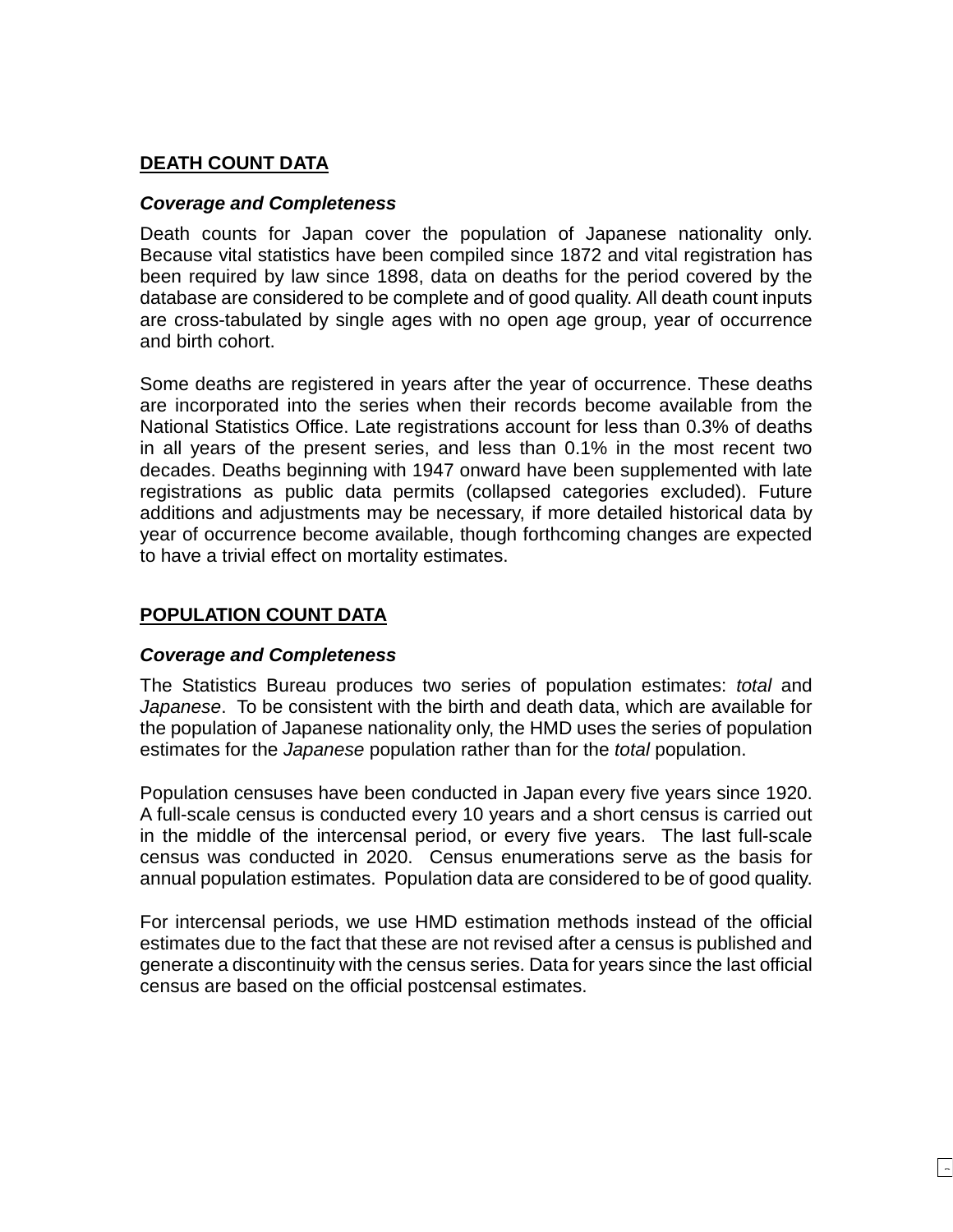## DEATH COUNT DATA

### *Coverage and Completeness*

Death counts for Japan cover the population of Japanese nationality only. Because vital statistics have been compiled since 1872 and vital registration has been required by law since 1898, data on deaths for the period covered by the database are considered to be complete and of good quality. All death count inputs are cross-tabulated by single ages with no open age group, year of occurrence and birth cohort.

Some deaths are registered in years after the year of occurrence. These deaths are incorporated into the series when their records become available from the National Statistics Office. Late registrations account for less than 0.3% of deaths in all years of the present series, and less than 0.1% in the most recent two decades. Deaths beginning with 1947 onward have been supplemented with late registrations as public data permits (collapsed categories excluded). Future additions and adjustments may be necessary, if more detailed historical data by year of occurrence become available, though forthcoming changes are expected to have a trivial effect on mortality estimates.

## POPULATION COUNT DATA

### *Coverage and Completeness*

The Statistics Bureau produces two series of population estimates: *total* and *Japanese*. To be consistent with the birth and death data, which are available for the population of Japanese nationality only, the HMD uses the series of population estimates for the *Japanese* population rather than for the *total* population.

Population censuses have been conducted in Japan every five years since 1920. A full-scale census is conducted every 10 years and a short census is carried out in the middle of the intercensal period, or every five years. The last full-scale census was conducted in 2020. Census enumerations serve as the basis for annual population estimates. Population data are considered to be of good quality.

For intercensal periods, we use HMD estimation methods instead of the official estimates due to the fact that these are not revised after a census is published and generate a discontinuity with the census series. Data for years since the last official census are based on the official postcensal estimates.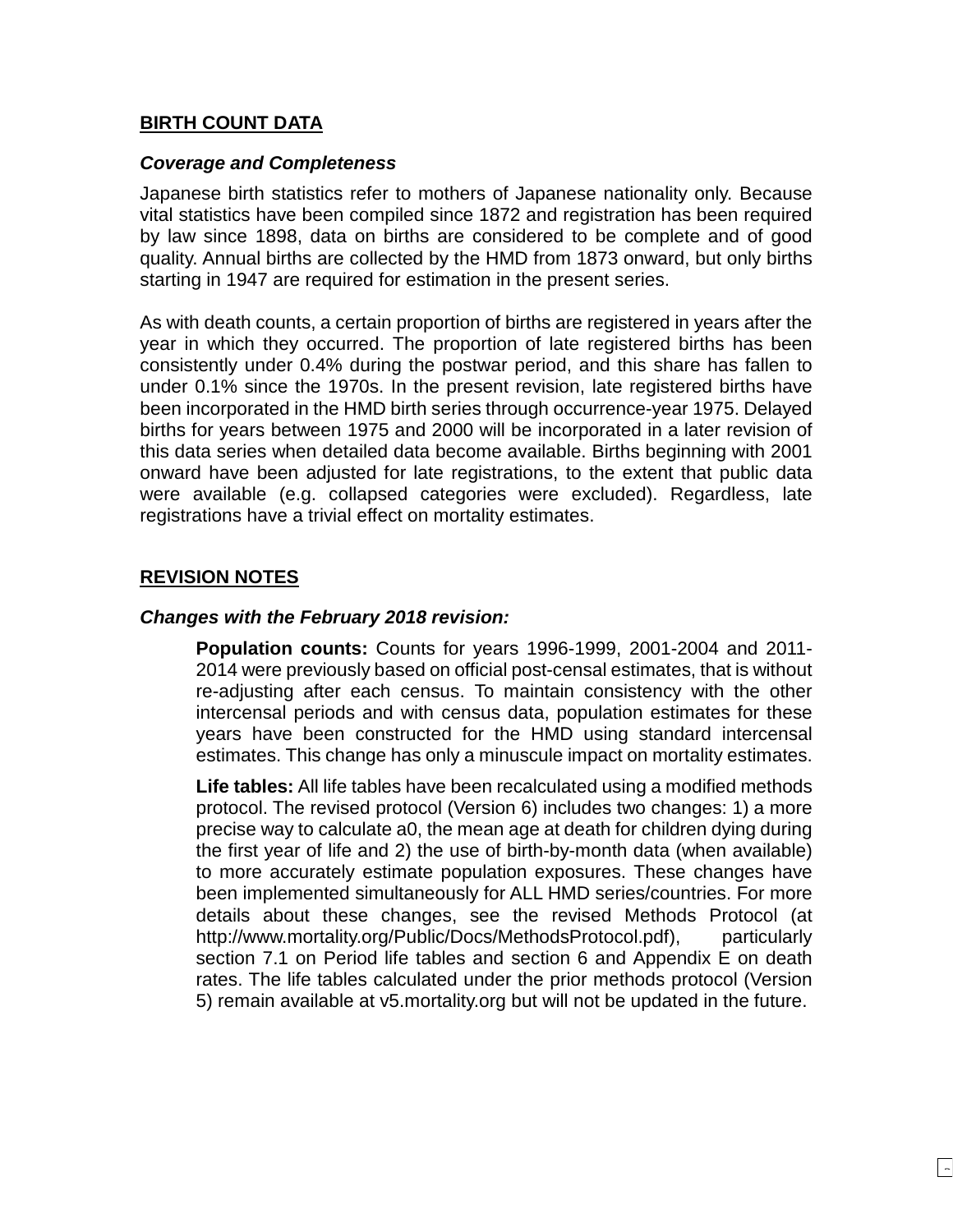## BIRTH COUNT DATA

### *Coverage and Completeness*

Japanese birth statistics refer to mothers of Japanese nationality only. Because vital statistics have been compiled since 1872 and registration has been required by law since 1898, data on births are considered to be complete and of good quality. Annual births are collected by the HMD from 1873 onward, but only births starting in 1947 are required for estimation in the present series.

As with death counts, a certain proportion of births are registered in years after the year in which they occurred. The proportion of late registered births has been consistently under 0.4% during the postwar period, and this share has fallen to under 0.1% since the 1970s. In the present revision, late registered births have been incorporated in the HMD birth series through occurrence-year 1975. Delayed births for years between 1975 and 2000 will be incorporated in a later revision of this data series when detailed data become available. Births beginning with 2001 onward have been adjusted for late registrations, to the extent that public data were available (e.g. collapsed categories were excluded). Regardless, late registrations have a trivial effect on mortality estimates.

## REVISION NOTES

### *Changes with the February 2018 revision:*

**Population counts:** Counts for years 1996-1999, 2001-2004 and 2011-2014 were previously based on official post-censal estimates, that is without re-adjusting after each census. To maintain consistency with the other intercensal periods and with census data, population estimates for these years have been constructed for the HMD using standard intercensal estimates. This change has only a minuscule impact on mortality estimates.

**Life tables:** All life tables have been recalculated using a modified methods protocol. The revised protocol (Version 6) includes two changes: 1) a more precise way to calculate a0, the mean age at death for children dying during the first year of life and 2) the use of birth-by-month data (when available) to more accurately estimate population exposures. These changes have been implemented simultaneously for ALL HMD series/countries. For more details about these changes, see the revised Methods Protocol (at http://www.mortality.org/Public/Docs/MethodsProtocol.pdf), particularly section 7.1 on Period life tables and section 6 and Appendix E on death rates. The life tables calculated under the prior methods protocol (Version 5) remain available at v5.mortality.org but will not be updated in the future.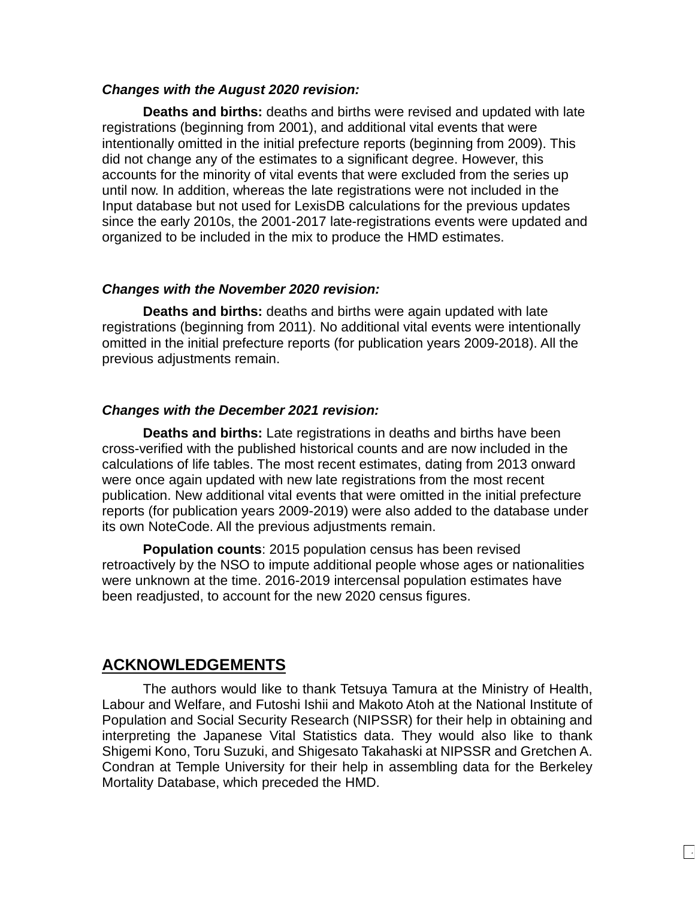***Changes with the August 2020 revision:***

**Deaths and births:** deaths and births were revised and updated with late registrations (beginning from 2001), and additional vital events that were intentionally omitted in the initial prefecture reports (beginning from 2009). This did not change any of the estimates to a significant degree. However, this accounts for the minority of vital events that were excluded from the series up until now. In addition, whereas the late registrations were not included in the Input database but not used for LexisDB calculations for the previous updates since the early 2010s, the 2001-2017 late-registrations events were updated and organized to be included in the mix to produce the HMD estimates.

***Changes with the November 2020 revision:***

**Deaths and births:** deaths and births were again updated with late registrations (beginning from 2011). No additional vital events were intentionally omitted in the initial prefecture reports (for publication years 2009-2018). All the previous adjustments remain.

***Changes with the December 2021 revision:***

**Deaths and births:** Late registrations in deaths and births have been cross-verified with the published historical counts and are now included in the calculations of life tables. The most recent estimates, dating from 2013 onward were once again updated with new late registrations from the most recent publication. New additional vital events that were omitted in the initial prefecture reports (for publication years 2009-2019) were also added to the database under its own NoteCode. All the previous adjustments remain.

**Population counts**: 2015 population census has been revised retroactively by the NSO to impute additional people whose ages or nationalities were unknown at the time. 2016-2019 intercensal population estimates have been readjusted, to account for the new 2020 census figures.

## ACKNOWLEDGEMENTS

The authors would like to thank Tetsuya Tamura at the Ministry of Health, Labour and Welfare, and Futoshi Ishii and Makoto Atoh at the National Institute of Population and Social Security Research (NIPSSR) for their help in obtaining and interpreting the Japanese Vital Statistics data. They would also like to thank Shigemi Kono, Toru Suzuki, and Shigesato Takahaski at NIPSSR and Gretchen A. Condran at Temple University for their help in assembling data for the Berkeley Mortality Database, which preceded the HMD.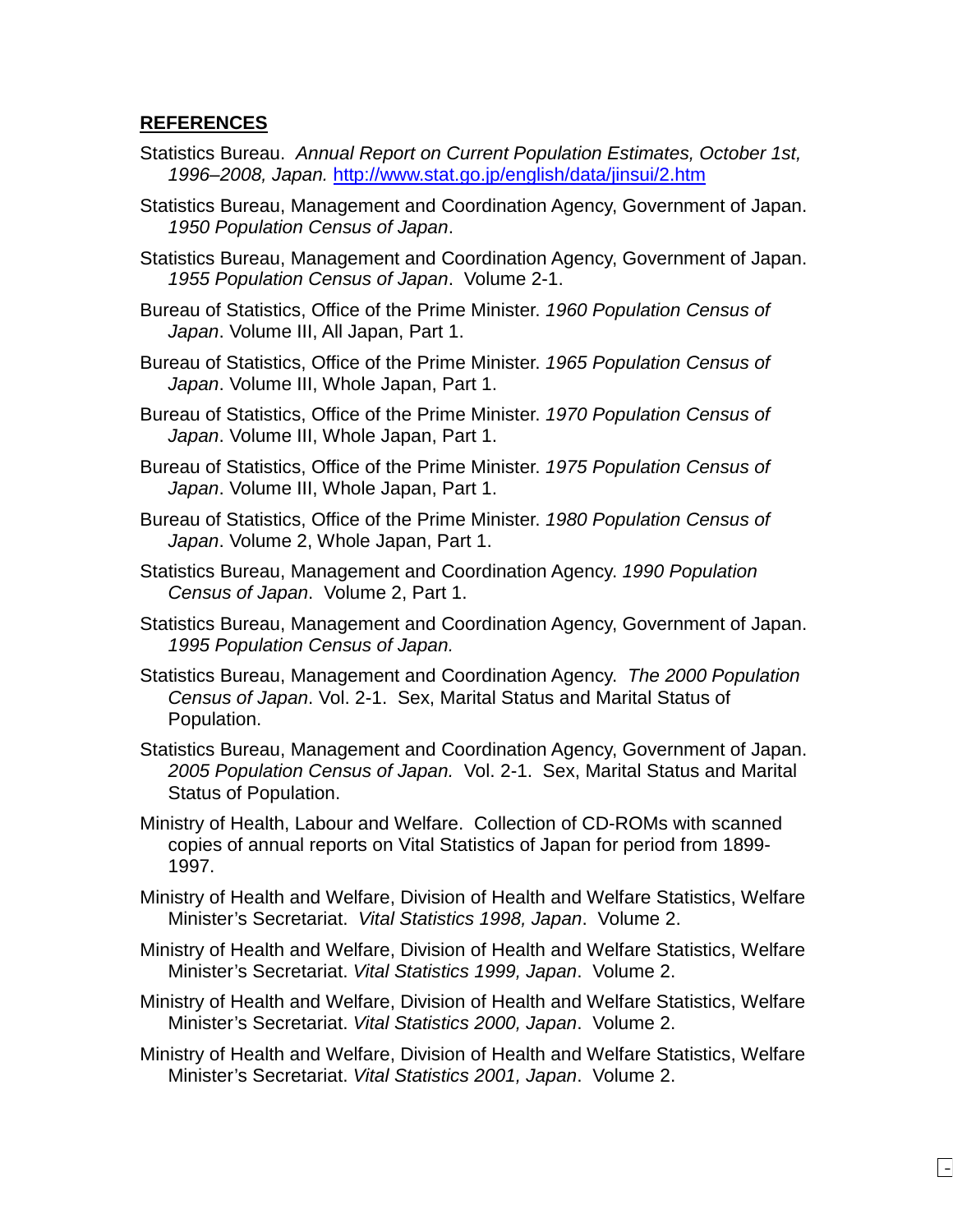## REFERENCES

Statistics Bureau. *Annual Report on Current Population Estimates, October 1st, 1996–2008, Japan.* http://www.stat.go.jp/english/data/jinsui/2.htm

Statistics Bureau, Management and Coordination Agency, Government of Japan. *1950 Population Census of Japan*.

Statistics Bureau, Management and Coordination Agency, Government of Japan. *1955 Population Census of Japan*. Volume 2-1.

Bureau of Statistics, Office of the Prime Minister. *1960 Population Census of Japan*. Volume III, All Japan, Part 1.

Bureau of Statistics, Office of the Prime Minister. *1965 Population Census of Japan*. Volume III, Whole Japan, Part 1.

Bureau of Statistics, Office of the Prime Minister. *1970 Population Census of Japan*. Volume III, Whole Japan, Part 1.

Bureau of Statistics, Office of the Prime Minister. *1975 Population Census of Japan*. Volume III, Whole Japan, Part 1.

Bureau of Statistics, Office of the Prime Minister. *1980 Population Census of Japan*. Volume 2, Whole Japan, Part 1.

Statistics Bureau, Management and Coordination Agency. *1990 Population Census of Japan*. Volume 2, Part 1.

Statistics Bureau, Management and Coordination Agency, Government of Japan. *1995 Population Census of Japan.*

Statistics Bureau, Management and Coordination Agency. *The 2000 Population Census of Japan*. Vol. 2-1. Sex, Marital Status and Marital Status of Population.

Statistics Bureau, Management and Coordination Agency, Government of Japan. *2005 Population Census of Japan.* Vol. 2-1. Sex, Marital Status and Marital Status of Population.

Ministry of Health, Labour and Welfare. Collection of CD-ROMs with scanned copies of annual reports on Vital Statistics of Japan for period from 1899-1997.

Ministry of Health and Welfare, Division of Health and Welfare Statistics, Welfare Minister's Secretariat. *Vital Statistics 1998, Japan*. Volume 2.

Ministry of Health and Welfare, Division of Health and Welfare Statistics, Welfare Minister's Secretariat. *Vital Statistics 1999, Japan*. Volume 2.

Ministry of Health and Welfare, Division of Health and Welfare Statistics, Welfare Minister's Secretariat. *Vital Statistics 2000, Japan*. Volume 2.

Ministry of Health and Welfare, Division of Health and Welfare Statistics, Welfare Minister's Secretariat. *Vital Statistics 2001, Japan*. Volume 2.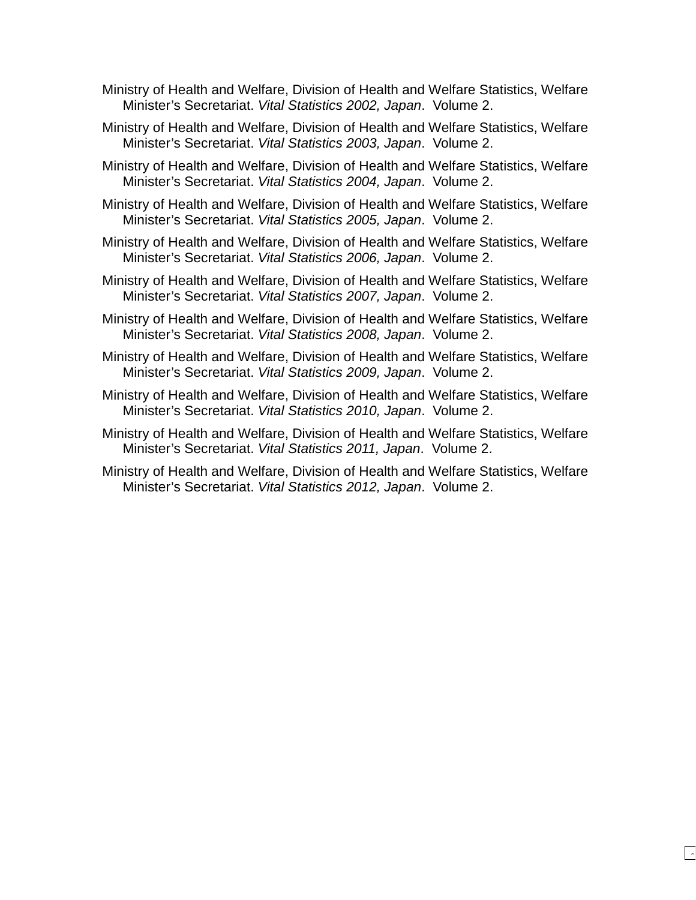Ministry of Health and Welfare, Division of Health and Welfare Statistics, Welfare Minister's Secretariat. *Vital Statistics 2002, Japan*.  Volume 2.

Ministry of Health and Welfare, Division of Health and Welfare Statistics, Welfare Minister's Secretariat. *Vital Statistics 2003, Japan*.  Volume 2.

Ministry of Health and Welfare, Division of Health and Welfare Statistics, Welfare Minister's Secretariat. *Vital Statistics 2004, Japan*.  Volume 2.

Ministry of Health and Welfare, Division of Health and Welfare Statistics, Welfare Minister's Secretariat. *Vital Statistics 2005, Japan*.  Volume 2.

Ministry of Health and Welfare, Division of Health and Welfare Statistics, Welfare Minister's Secretariat. *Vital Statistics 2006, Japan*.  Volume 2.

Ministry of Health and Welfare, Division of Health and Welfare Statistics, Welfare Minister's Secretariat. *Vital Statistics 2007, Japan*.  Volume 2.

Ministry of Health and Welfare, Division of Health and Welfare Statistics, Welfare Minister's Secretariat. *Vital Statistics 2008, Japan*.  Volume 2.

Ministry of Health and Welfare, Division of Health and Welfare Statistics, Welfare Minister's Secretariat. *Vital Statistics 2009, Japan*.  Volume 2.

Ministry of Health and Welfare, Division of Health and Welfare Statistics, Welfare Minister's Secretariat. *Vital Statistics 2010, Japan*.  Volume 2.

Ministry of Health and Welfare, Division of Health and Welfare Statistics, Welfare Minister's Secretariat. *Vital Statistics 2011, Japan*.  Volume 2.

Ministry of Health and Welfare, Division of Health and Welfare Statistics, Welfare Minister's Secretariat. *Vital Statistics 2012, Japan*.  Volume 2.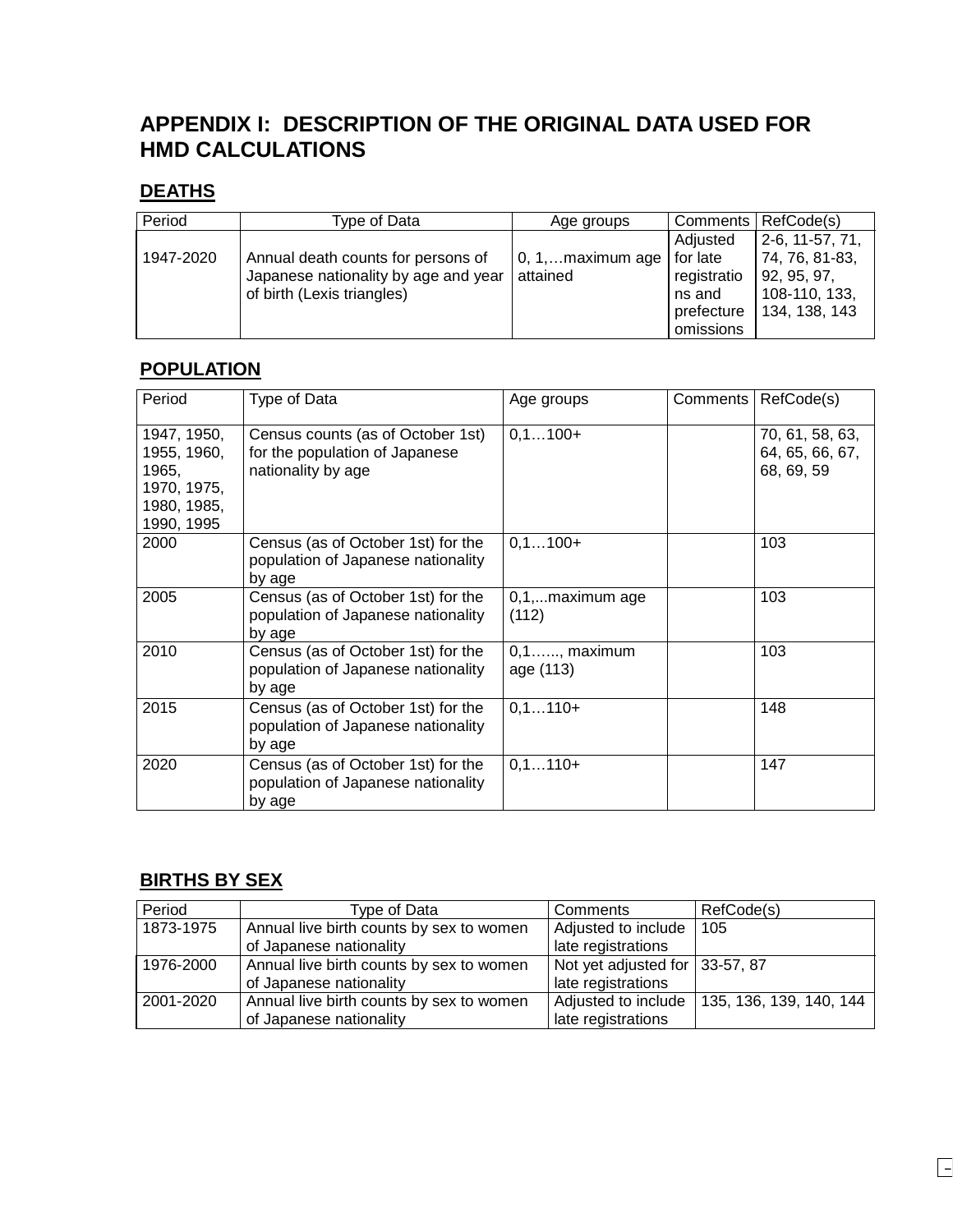# APPENDIX I: DESCRIPTION OF THE ORIGINAL DATA USED FOR HMD CALCULATIONS

## DEATHS

| Period | Type of Data | Age groups | Comments | RefCode(s) |
|---|---|---|---|---|
| 1947-2020 | Annual death counts for persons of Japanese nationality by age and year of birth (Lexis triangles) | 0, 1,…maximum age attained | Adjusted for late registrations and prefecture omissions | 2-6, 11-57, 71, 74, 76, 81-83, 92, 95, 97, 108-110, 133, 134, 138, 143 |

## POPULATION

| Period | Type of Data | Age groups | Comments | RefCode(s) |
|---|---|---|---|---|
| 1947, 1950, 1955, 1960, 1965, 1970, 1975, 1980, 1985, 1990, 1995 | Census counts (as of October 1st) for the population of Japanese nationality by age | 0,1…100+ | | 70, 61, 58, 63, 64, 65, 66, 67, 68, 69, 59 |
| 2000 | Census (as of October 1st) for the population of Japanese nationality by age | 0,1…100+ | | 103 |
| 2005 | Census (as of October 1st) for the population of Japanese nationality by age | 0,1,...maximum age (112) | | 103 |
| 2010 | Census (as of October 1st) for the population of Japanese nationality by age | 0,1….., maximum age (113) | | 103 |
| 2015 | Census (as of October 1st) for the population of Japanese nationality by age | 0,1…110+ | | 148 |
| 2020 | Census (as of October 1st) for the population of Japanese nationality by age | 0,1…110+ | | 147 |

## BIRTHS BY SEX

| Period | Type of Data | Comments | RefCode(s) |
|---|---|---|---|
| 1873-1975 | Annual live birth counts by sex to women of Japanese nationality | Adjusted to include late registrations | 105 |
| 1976-2000 | Annual live birth counts by sex to women of Japanese nationality | Not yet adjusted for late registrations | 33-57, 87 |
| 2001-2020 | Annual live birth counts by sex to women of Japanese nationality | Adjusted to include late registrations | 135, 136, 139, 140, 144 |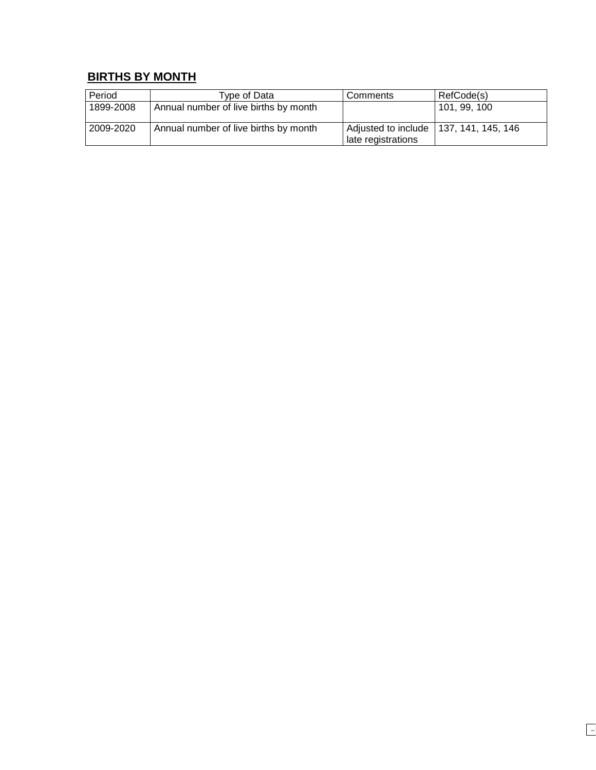## BIRTHS BY MONTH

| Period | Type of Data | Comments | RefCode(s) |
|---|---|---|---|
| 1899-2008 | Annual number of live births by month | | 101, 99, 100 |
| 2009-2020 | Annual number of live births by month | Adjusted to include late registrations | 137, 141, 145, 146 |